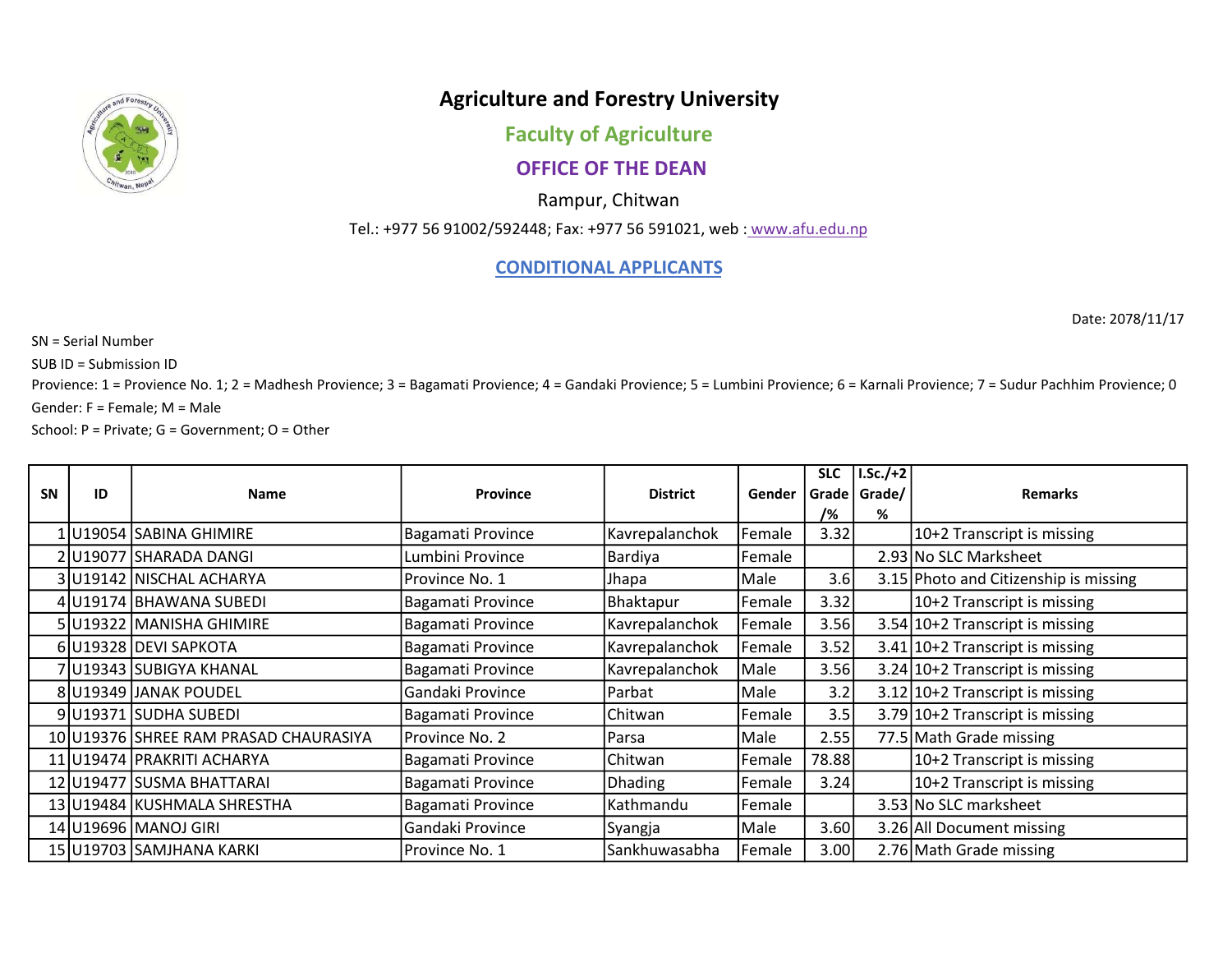# Agriculture and Forestry University

## Faculty of Agriculture

### OFFICE OF THE DEAN

Rampur, Chitwan

Tel.: +977 56 91002/592448; Fax: +977 56 591021, web : www.afu.edu.np

## CONDITIONAL APPLICANTS

Date: 2078/11/17

SN = Serial Number

SUB ID = Submission ID

Provience: 1 = Provience No. 1; 2 = Madhesh Provience; 3 = Bagamati Provience; 4 = Gandaki Provience; 5 = Lumbini Provience; 6 = Karnali Provience; 7 = Sudur Pachhim Provience; 0

Gender: F = Female; M = Male

School: P = Private; G = Government; O = Other

| SN | ID | Name | Province | District | Gender | SLC Grade /% | I.Sc./+2 Grade/ % | Remarks |
|---|---|---|---|---|---|---|---|---|
| 1 | U19054 | SABINA GHIMIRE | Bagamati Province | Kavrepalanchok | Female | 3.32 | | 10+2 Transcript is missing |
| 2 | U19077 | SHARADA DANGI | Lumbini Province | Bardiya | Female | | 2.93 | No SLC Marksheet |
| 3 | U19142 | NISCHAL ACHARYA | Province No. 1 | Jhapa | Male | 3.6 | 3.15 | Photo and Citizenship is missing |
| 4 | U19174 | BHAWANA SUBEDI | Bagamati Province | Bhaktapur | Female | 3.32 | | 10+2 Transcript is missing |
| 5 | U19322 | MANISHA GHIMIRE | Bagamati Province | Kavrepalanchok | Female | 3.56 | 3.54 | 10+2 Transcript is missing |
| 6 | U19328 | DEVI SAPKOTA | Bagamati Province | Kavrepalanchok | Female | 3.52 | 3.41 | 10+2 Transcript is missing |
| 7 | U19343 | SUBIGYA KHANAL | Bagamati Province | Kavrepalanchok | Male | 3.56 | 3.24 | 10+2 Transcript is missing |
| 8 | U19349 | JANAK POUDEL | Gandaki Province | Parbat | Male | 3.2 | 3.12 | 10+2 Transcript is missing |
| 9 | U19371 | SUDHA SUBEDI | Bagamati Province | Chitwan | Female | 3.5 | 3.79 | 10+2 Transcript is missing |
| 10 | U19376 | SHREE RAM PRASAD CHAURASIYA | Province No. 2 | Parsa | Male | 2.55 | 77.5 | Math Grade missing |
| 11 | U19474 | PRAKRITI ACHARYA | Bagamati Province | Chitwan | Female | 78.88 | | 10+2 Transcript is missing |
| 12 | U19477 | SUSMA BHATTARAI | Bagamati Province | Dhading | Female | 3.24 | | 10+2 Transcript is missing |
| 13 | U19484 | KUSHMALA SHRESTHA | Bagamati Province | Kathmandu | Female | | 3.53 | No SLC marksheet |
| 14 | U19696 | MANOJ GIRI | Gandaki Province | Syangja | Male | 3.60 | 3.26 | All Document missing |
| 15 | U19703 | SAMJHANA KARKI | Province No. 1 | Sankhuwasabha | Female | 3.00 | 2.76 | Math Grade missing |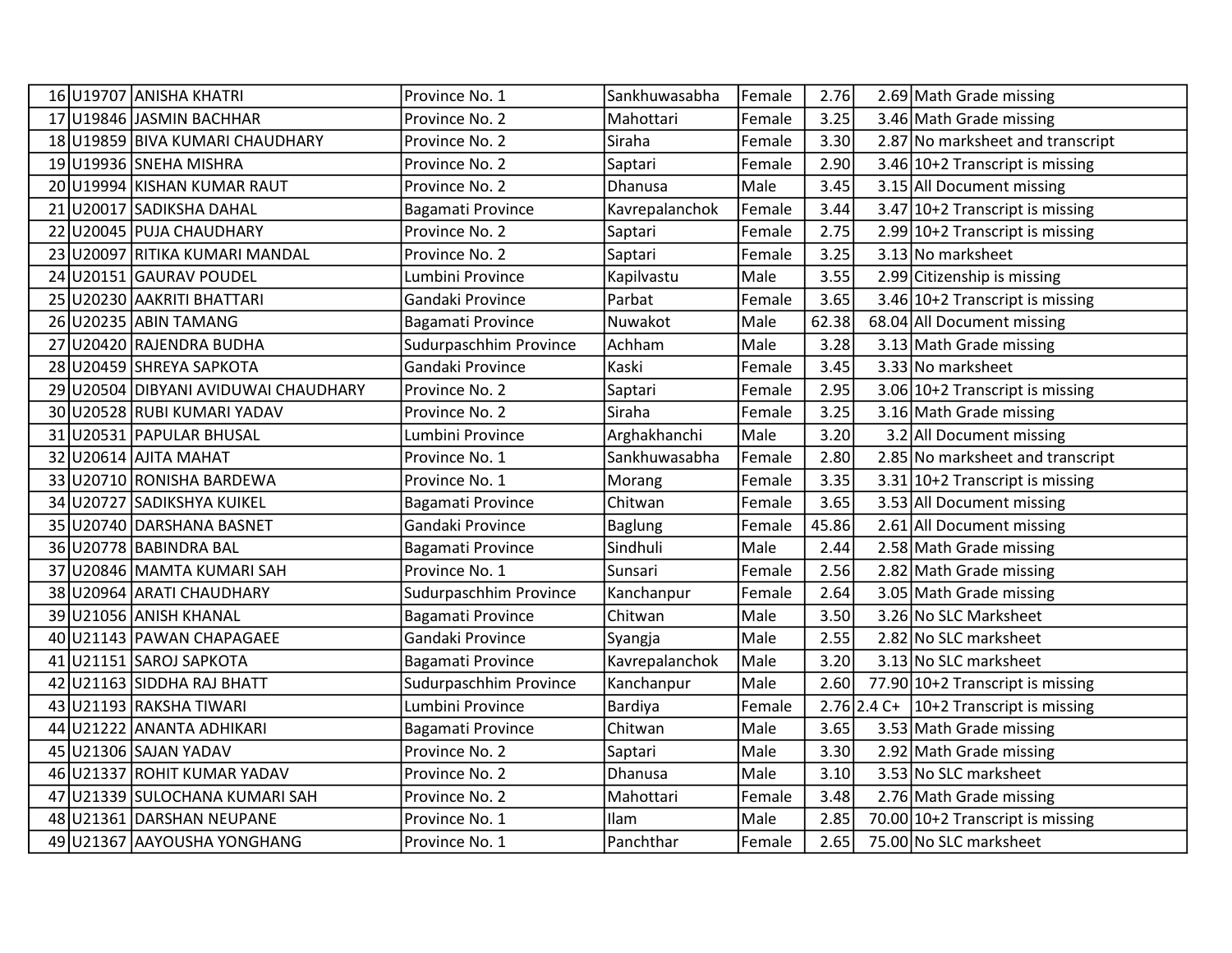| | | | | | | | | |
|---|---|---|---|---|---|---|---|---|
| 16 | U19707 | ANISHA KHATRI | Province No. 1 | Sankhuwasabha | Female | 2.76 | 2.69 | Math Grade missing |
| 17 | U19846 | JASMIN BACHHAR | Province No. 2 | Mahottari | Female | 3.25 | 3.46 | Math Grade missing |
| 18 | U19859 | BIVA KUMARI CHAUDHARY | Province No. 2 | Siraha | Female | 3.30 | 2.87 | No marksheet and transcript |
| 19 | U19936 | SNEHA MISHRA | Province No. 2 | Saptari | Female | 2.90 | 3.46 | 10+2 Transcript is missing |
| 20 | U19994 | KISHAN KUMAR RAUT | Province No. 2 | Dhanusa | Male | 3.45 | 3.15 | All Document missing |
| 21 | U20017 | SADIKSHA DAHAL | Bagamati Province | Kavrepalanchok | Female | 3.44 | 3.47 | 10+2 Transcript is missing |
| 22 | U20045 | PUJA CHAUDHARY | Province No. 2 | Saptari | Female | 2.75 | 2.99 | 10+2 Transcript is missing |
| 23 | U20097 | RITIKA KUMARI MANDAL | Province No. 2 | Saptari | Female | 3.25 | 3.13 | No marksheet |
| 24 | U20151 | GAURAV POUDEL | Lumbini Province | Kapilvastu | Male | 3.55 | 2.99 | Citizenship is missing |
| 25 | U20230 | AAKRITI BHATTARI | Gandaki Province | Parbat | Female | 3.65 | 3.46 | 10+2 Transcript is missing |
| 26 | U20235 | ABIN TAMANG | Bagamati Province | Nuwakot | Male | 62.38 | 68.04 | All Document missing |
| 27 | U20420 | RAJENDRA BUDHA | Sudurpaschhim Province | Achham | Male | 3.28 | 3.13 | Math Grade missing |
| 28 | U20459 | SHREYA SAPKOTA | Gandaki Province | Kaski | Female | 3.45 | 3.33 | No marksheet |
| 29 | U20504 | DIBYANI AVIDUWAI CHAUDHARY | Province No. 2 | Saptari | Female | 2.95 | 3.06 | 10+2 Transcript is missing |
| 30 | U20528 | RUBI KUMARI YADAV | Province No. 2 | Siraha | Female | 3.25 | 3.16 | Math Grade missing |
| 31 | U20531 | PAPULAR BHUSAL | Lumbini Province | Arghakhanchi | Male | 3.20 | 3.2 | All Document missing |
| 32 | U20614 | AJITA MAHAT | Province No. 1 | Sankhuwasabha | Female | 2.80 | 2.85 | No marksheet and transcript |
| 33 | U20710 | RONISHA BARDEWA | Province No. 1 | Morang | Female | 3.35 | 3.31 | 10+2 Transcript is missing |
| 34 | U20727 | SADIKSHYA KUIKEL | Bagamati Province | Chitwan | Female | 3.65 | 3.53 | All Document missing |
| 35 | U20740 | DARSHANA BASNET | Gandaki Province | Baglung | Female | 45.86 | 2.61 | All Document missing |
| 36 | U20778 | BABINDRA BAL | Bagamati Province | Sindhuli | Male | 2.44 | 2.58 | Math Grade missing |
| 37 | U20846 | MAMTA KUMARI SAH | Province No. 1 | Sunsari | Female | 2.56 | 2.82 | Math Grade missing |
| 38 | U20964 | ARATI CHAUDHARY | Sudurpaschhim Province | Kanchanpur | Female | 2.64 | 3.05 | Math Grade missing |
| 39 | U21056 | ANISH KHANAL | Bagamati Province | Chitwan | Male | 3.50 | 3.26 | No SLC Marksheet |
| 40 | U21143 | PAWAN CHAPAGAEE | Gandaki Province | Syangja | Male | 2.55 | 2.82 | No SLC marksheet |
| 41 | U21151 | SAROJ SAPKOTA | Bagamati Province | Kavrepalanchok | Male | 3.20 | 3.13 | No SLC marksheet |
| 42 | U21163 | SIDDHA RAJ BHATT | Sudurpaschhim Province | Kanchanpur | Male | 2.60 | 77.90 | 10+2 Transcript is missing |
| 43 | U21193 | RAKSHA TIWARI | Lumbini Province | Bardiya | Female | 2.76 | 2.4 C+ | 10+2 Transcript is missing |
| 44 | U21222 | ANANTA ADHIKARI | Bagamati Province | Chitwan | Male | 3.65 | 3.53 | Math Grade missing |
| 45 | U21306 | SAJAN YADAV | Province No. 2 | Saptari | Male | 3.30 | 2.92 | Math Grade missing |
| 46 | U21337 | ROHIT KUMAR YADAV | Province No. 2 | Dhanusa | Male | 3.10 | 3.53 | No SLC marksheet |
| 47 | U21339 | SULOCHANA KUMARI SAH | Province No. 2 | Mahottari | Female | 3.48 | 2.76 | Math Grade missing |
| 48 | U21361 | DARSHAN NEUPANE | Province No. 1 | Ilam | Male | 2.85 | 70.00 | 10+2 Transcript is missing |
| 49 | U21367 | AAYOUSHA YONGHANG | Province No. 1 | Panchthar | Female | 2.65 | 75.00 | No SLC marksheet |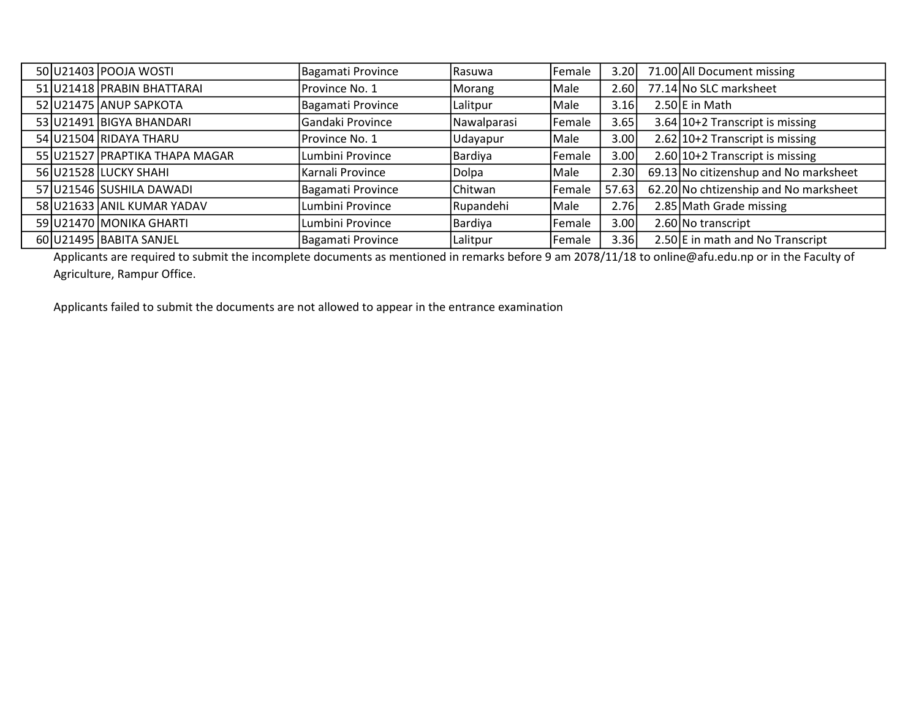| | | | | | | | | |
|---|---|---|---|---|---|---|---|---|
| 50 | U21403 | POOJA WOSTI | Bagamati Province | Rasuwa | Female | 3.20 | 71.00 | All Document missing |
| 51 | U21418 | PRABIN BHATTARAI | Province No. 1 | Morang | Male | 2.60 | 77.14 | No SLC marksheet |
| 52 | U21475 | ANUP SAPKOTA | Bagamati Province | Lalitpur | Male | 3.16 | 2.50 | E in Math |
| 53 | U21491 | BIGYA BHANDARI | Gandaki Province | Nawalparasi | Female | 3.65 | 3.64 | 10+2 Transcript is missing |
| 54 | U21504 | RIDAYA THARU | Province No. 1 | Udayapur | Male | 3.00 | 2.62 | 10+2 Transcript is missing |
| 55 | U21527 | PRAPTIKA THAPA MAGAR | Lumbini Province | Bardiya | Female | 3.00 | 2.60 | 10+2 Transcript is missing |
| 56 | U21528 | LUCKY SHAHI | Karnali Province | Dolpa | Male | 2.30 | 69.13 | No citizenshup and No marksheet |
| 57 | U21546 | SUSHILA DAWADI | Bagamati Province | Chitwan | Female | 57.63 | 62.20 | No chtizenship and No marksheet |
| 58 | U21633 | ANIL KUMAR YADAV | Lumbini Province | Rupandehi | Male | 2.76 | 2.85 | Math Grade missing |
| 59 | U21470 | MONIKA GHARTI | Lumbini Province | Bardiya | Female | 3.00 | 2.60 | No transcript |
| 60 | U21495 | BABITA SANJEL | Bagamati Province | Lalitpur | Female | 3.36 | 2.50 | E in math and No Transcript |

Applicants are required to submit the incomplete documents as mentioned in remarks before 9 am 2078/11/18 to online@afu.edu.np or in the Faculty of Agriculture, Rampur Office.

Applicants failed to submit the documents are not allowed to appear in the entrance examination